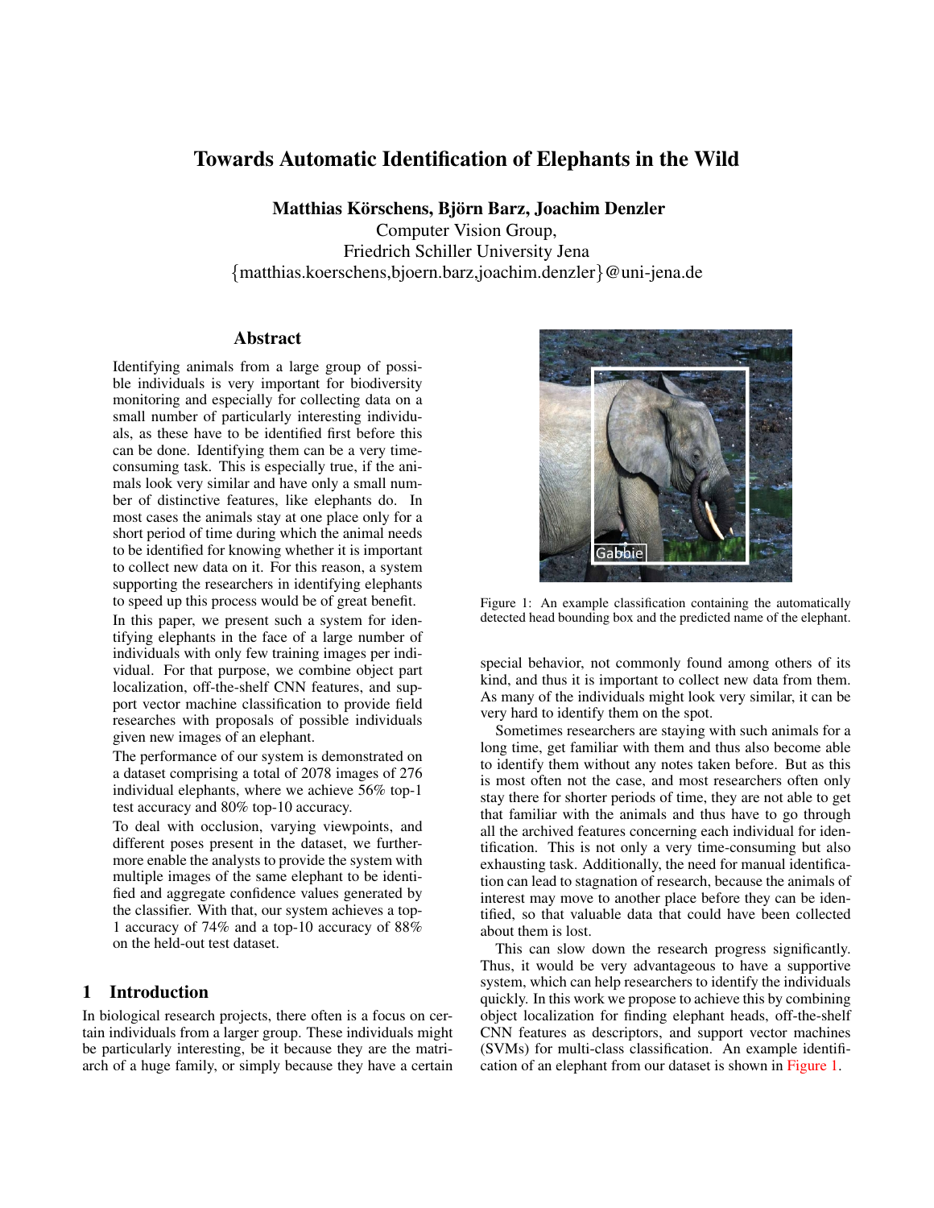# Towards Automatic Identification of Elephants in the Wild

**Matthias Körschens, Björn Barz, Joachim Denzler**
Computer Vision Group,
Friedrich Schiller University Jena
{matthias.koerschens,bjoern.barz,joachim.denzler}@uni-jena.de

## Abstract

Identifying animals from a large group of possible individuals is very important for biodiversity monitoring and especially for collecting data on a small number of particularly interesting individuals, as these have to be identified first before this can be done. Identifying them can be a very time-consuming task. This is especially true, if the animals look very similar and have only a small number of distinctive features, like elephants do. In most cases the animals stay at one place only for a short period of time during which the animal needs to be identified for knowing whether it is important to collect new data on it. For this reason, a system supporting the researchers in identifying elephants to speed up this process would be of great benefit.

In this paper, we present such a system for identifying elephants in the face of a large number of individuals with only few training images per individual. For that purpose, we combine object part localization, off-the-shelf CNN features, and support vector machine classification to provide field researches with proposals of possible individuals given new images of an elephant.

The performance of our system is demonstrated on a dataset comprising a total of 2078 images of 276 individual elephants, where we achieve 56% top-1 test accuracy and 80% top-10 accuracy.

To deal with occlusion, varying viewpoints, and different poses present in the dataset, we furthermore enable the analysts to provide the system with multiple images of the same elephant to be identified and aggregate confidence values generated by the classifier. With that, our system achieves a top-1 accuracy of 74% and a top-10 accuracy of 88% on the held-out test dataset.

Figure 1: An example classification containing the automatically detected head bounding box and the predicted name of the elephant.

## 1 Introduction

In biological research projects, there often is a focus on certain individuals from a larger group. These individuals might be particularly interesting, be it because they are the matriarch of a huge family, or simply because they have a certain special behavior, not commonly found among others of its kind, and thus it is important to collect new data from them. As many of the individuals might look very similar, it can be very hard to identify them on the spot.

Sometimes researchers are staying with such animals for a long time, get familiar with them and thus also become able to identify them without any notes taken before. But as this is most often not the case, and most researchers often only stay there for shorter periods of time, they are not able to get that familiar with the animals and thus have to go through all the archived features concerning each individual for identification. This is not only a very time-consuming but also exhausting task. Additionally, the need for manual identification can lead to stagnation of research, because the animals of interest may move to another place before they can be identified, so that valuable data that could have been collected about them is lost.

This can slow down the research progress significantly. Thus, it would be very advantageous to have a supportive system, which can help researchers to identify the individuals quickly. In this work we propose to achieve this by combining object localization for finding elephant heads, off-the-shelf CNN features as descriptors, and support vector machines (SVMs) for multi-class classification. An example identification of an elephant from our dataset is shown in Figure 1.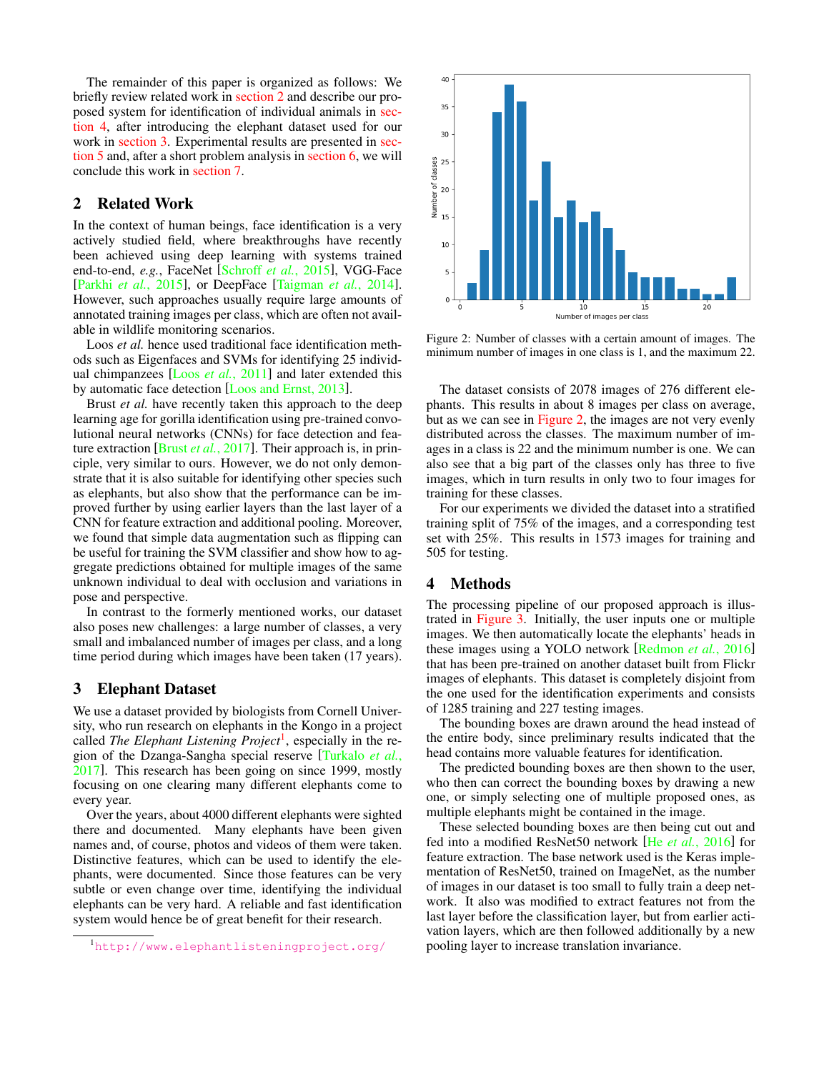The remainder of this paper is organized as follows: We briefly review related work in section 2 and describe our proposed system for identification of individual animals in section 4, after introducing the elephant dataset used for our work in section 3. Experimental results are presented in section 5 and, after a short problem analysis in section 6, we will conclude this work in section 7.

## 2 Related Work

In the context of human beings, face identification is a very actively studied field, where breakthroughs have recently been achieved using deep learning with systems trained end-to-end, *e.g.*, FaceNet [Schroff *et al.*, 2015], VGG-Face [Parkhi *et al.*, 2015], or DeepFace [Taigman *et al.*, 2014]. However, such approaches usually require large amounts of annotated training images per class, which are often not available in wildlife monitoring scenarios.

Loos *et al.* hence used traditional face identification methods such as Eigenfaces and SVMs for identifying 25 individual chimpanzees [Loos *et al.*, 2011] and later extended this by automatic face detection [Loos and Ernst, 2013].

Brust *et al.* have recently taken this approach to the deep learning age for gorilla identification using pre-trained convolutional neural networks (CNNs) for face detection and feature extraction [Brust *et al.*, 2017]. Their approach is, in principle, very similar to ours. However, we do not only demonstrate that it is also suitable for identifying other species such as elephants, but also show that the performance can be improved further by using earlier layers than the last layer of a CNN for feature extraction and additional pooling. Moreover, we found that simple data augmentation such as flipping can be useful for training the SVM classifier and show how to aggregate predictions obtained for multiple images of the same unknown individual to deal with occlusion and variations in pose and perspective.

In contrast to the formerly mentioned works, our dataset also poses new challenges: a large number of classes, a very small and imbalanced number of images per class, and a long time period during which images have been taken (17 years).

## 3 Elephant Dataset

We use a dataset provided by biologists from Cornell University, who run research on elephants in the Kongo in a project called *The Elephant Listening Project*[1], especially in the region of the Dzanga-Sangha special reserve [Turkalo *et al.*, 2017]. This research has been going on since 1999, mostly focusing on one clearing many different elephants come to every year.

Over the years, about 4000 different elephants were sighted there and documented. Many elephants have been given names and, of course, photos and videos of them were taken. Distinctive features, which can be used to identify the elephants, were documented. Since those features can be very subtle or even change over time, identifying the individual elephants can be very hard. A reliable and fast identification system would hence be of great benefit for their research.

[1] http://www.elephantlisteningproject.org/

Figure 2: Number of classes with a certain amount of images. The minimum number of images in one class is 1, and the maximum 22.

The dataset consists of 2078 images of 276 different elephants. This results in about 8 images per class on average, but as we can see in Figure 2, the images are not very evenly distributed across the classes. The maximum number of images in a class is 22 and the minimum number is one. We can also see that a big part of the classes only has three to five images, which in turn results in only two to four images for training for these classes.

For our experiments we divided the dataset into a stratified training split of 75% of the images, and a corresponding test set with 25%. This results in 1573 images for training and 505 for testing.

## 4 Methods

The processing pipeline of our proposed approach is illustrated in Figure 3. Initially, the user inputs one or multiple images. We then automatically locate the elephants' heads in these images using a YOLO network [Redmon *et al.*, 2016] that has been pre-trained on another dataset built from Flickr images of elephants. This dataset is completely disjoint from the one used for the identification experiments and consists of 1285 training and 227 testing images.

The bounding boxes are drawn around the head instead of the entire body, since preliminary results indicated that the head contains more valuable features for identification.

The predicted bounding boxes are then shown to the user, who then can correct the bounding boxes by drawing a new one, or simply selecting one of multiple proposed ones, as multiple elephants might be contained in the image.

These selected bounding boxes are then being cut out and fed into a modified ResNet50 network [He *et al.*, 2016] for feature extraction. The base network used is the Keras implementation of ResNet50, trained on ImageNet, as the number of images in our dataset is too small to fully train a deep network. It also was modified to extract features not from the last layer before the classification layer, but from earlier activation layers, which are then followed additionally by a new pooling layer to increase translation invariance.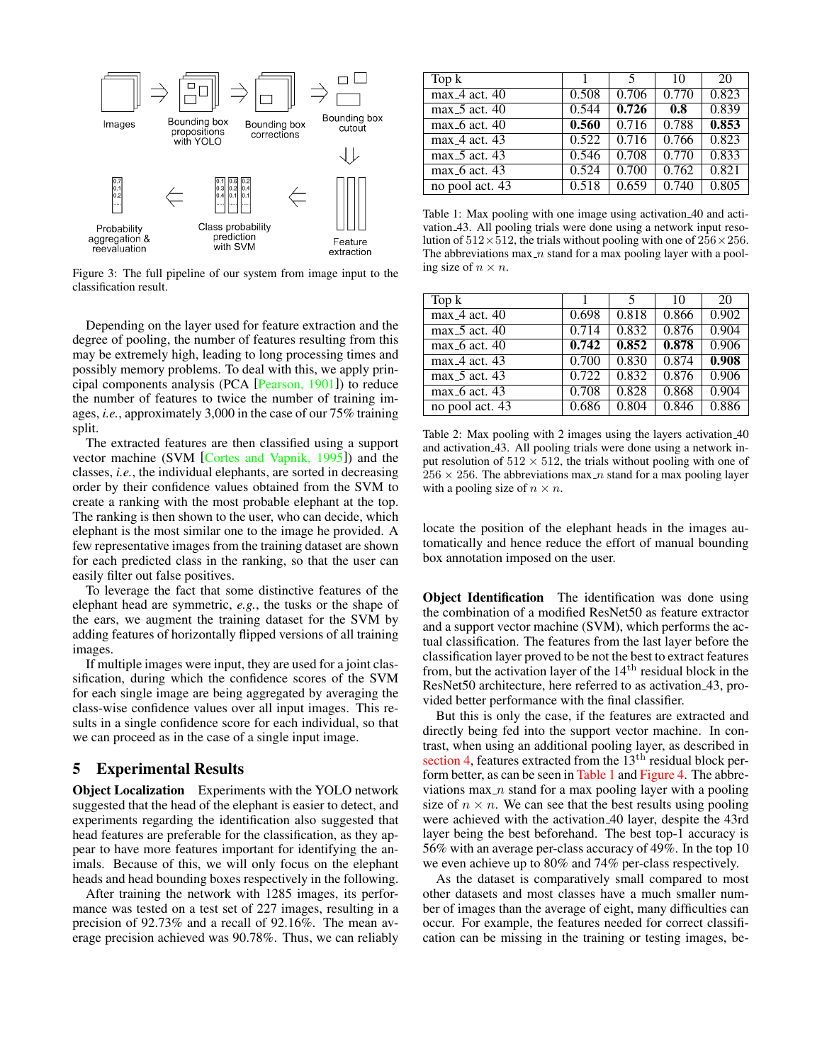Figure 3: The full pipeline of our system from image input to the classification result.

Depending on the layer used for feature extraction and the degree of pooling, the number of features resulting from this may be extremely high, leading to long processing times and possibly memory problems. To deal with this, we apply principal components analysis (PCA [Pearson, 1901]) to reduce the number of features to twice the number of training images, *i.e.*, approximately 3,000 in the case of our 75% training split.

The extracted features are then classified using a support vector machine (SVM [Cortes and Vapnik, 1995]) and the classes, *i.e.*, the individual elephants, are sorted in decreasing order by their confidence values obtained from the SVM to create a ranking with the most probable elephant at the top. The ranking is then shown to the user, who can decide, which elephant is the most similar one to the image he provided. A few representative images from the training dataset are shown for each predicted class in the ranking, so that the user can easily filter out false positives.

To leverage the fact that some distinctive features of the elephant head are symmetric, *e.g.*, the tusks or the shape of the ears, we augment the training dataset for the SVM by adding features of horizontally flipped versions of all training images.

If multiple images were input, they are used for a joint classification, during which the confidence scores of the SVM for each single image are being aggregated by averaging the class-wise confidence values over all input images. This results in a single confidence score for each individual, so that we can proceed as in the case of a single input image.

## 5 Experimental Results

**Object Localization** Experiments with the YOLO network suggested that the head of the elephant is easier to detect, and experiments regarding the identification also suggested that head features are preferable for the classification, as they appear to have more features important for identifying the animals. Because of this, we will only focus on the elephant heads and head bounding boxes respectively in the following.

After training the network with 1285 images, its performance was tested on a test set of 227 images, resulting in a precision of 92.73% and a recall of 92.16%. The mean average precision achieved was 90.78%. Thus, we can reliably locate the position of the elephant heads in the images automatically and hence reduce the effort of manual bounding box annotation imposed on the user.

| Top k | 1 | 5 | 10 | 20 |
|---|---|---|---|---|
| max_4 act. 40 | 0.508 | 0.706 | 0.770 | 0.823 |
| max_5 act. 40 | 0.544 | **0.726** | **0.8** | 0.839 |
| max_6 act. 40 | **0.560** | 0.716 | 0.788 | **0.853** |
| max_4 act. 43 | 0.522 | 0.716 | 0.766 | 0.823 |
| max_5 act. 43 | 0.546 | 0.708 | 0.770 | 0.833 |
| max_6 act. 43 | 0.524 | 0.700 | 0.762 | 0.821 |
| no pool act. 43 | 0.518 | 0.659 | 0.740 | 0.805 |

Table 1: Max pooling with one image using activation_40 and activation_43. All pooling trials were done using a network input resolution of $512 \times 512$, the trials without pooling with one of $256 \times 256$. The abbreviations max_$n$ stand for a max pooling layer with a pooling size of $n \times n$.

| Top k | 1 | 5 | 10 | 20 |
|---|---|---|---|---|
| max_4 act. 40 | 0.698 | 0.818 | 0.866 | 0.902 |
| max_5 act. 40 | 0.714 | 0.832 | 0.876 | 0.904 |
| max_6 act. 40 | **0.742** | **0.852** | **0.878** | 0.906 |
| max_4 act. 43 | 0.700 | 0.830 | 0.874 | **0.908** |
| max_5 act. 43 | 0.722 | 0.832 | 0.876 | 0.906 |
| max_6 act. 43 | 0.708 | 0.828 | 0.868 | 0.904 |
| no pool act. 43 | 0.686 | 0.804 | 0.846 | 0.886 |

Table 2: Max pooling with 2 images using the layers activation_40 and activation_43. All pooling trials were done using a network input resolution of $512 \times 512$, the trials without pooling with one of $256 \times 256$. The abbreviations max_$n$ stand for a max pooling layer with a pooling size of $n \times n$.

**Object Identification** The identification was done using the combination of a modified ResNet50 as feature extractor and a support vector machine (SVM), which performs the actual classification. The features from the last layer before the classification layer proved to be not the best to extract features from, but the activation layer of the 14$^{\text{th}}$ residual block in the ResNet50 architecture, here referred to as activation_43, provided better performance with the final classifier.

But this is only the case, if the features are extracted and directly being fed into the support vector machine. In contrast, when using an additional pooling layer, as described in section 4, features extracted from the 13$^{\text{th}}$ residual block perform better, as can be seen in Table 1 and Figure 4. The abbreviations max_$n$ stand for a max pooling layer with a pooling size of $n \times n$. We can see that the best results using pooling were achieved with the activation_40 layer, despite the 43rd layer being the best beforehand. The best top-1 accuracy is 56% with an average per-class accuracy of 49%. In the top 10 we even achieve up to 80% and 74% per-class respectively.

As the dataset is comparatively small compared to most other datasets and most classes have a much smaller number of images than the average of eight, many difficulties can occur. For example, the features needed for correct classification can be missing in the training or testing images, be-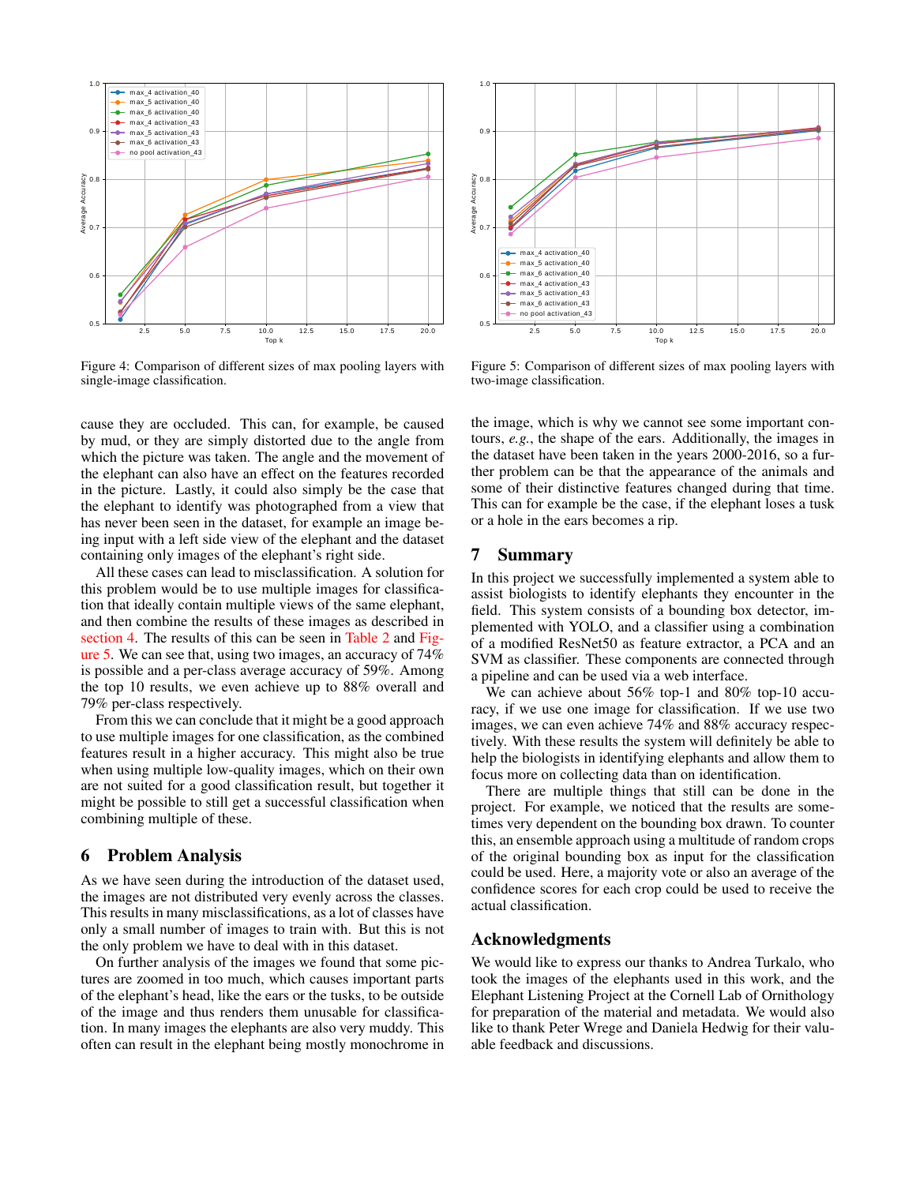Figure 4: Comparison of different sizes of max pooling layers with single-image classification.

Figure 5: Comparison of different sizes of max pooling layers with two-image classification.

cause they are occluded. This can, for example, be caused by mud, or they are simply distorted due to the angle from which the picture was taken. The angle and the movement of the elephant can also have an effect on the features recorded in the picture. Lastly, it could also simply be the case that the elephant to identify was photographed from a view that has never been seen in the dataset, for example an image being input with a left side view of the elephant and the dataset containing only images of the elephant's right side.

All these cases can lead to misclassification. A solution for this problem would be to use multiple images for classification that ideally contain multiple views of the same elephant, and then combine the results of these images as described in section 4. The results of this can be seen in Table 2 and Figure 5. We can see that, using two images, an accuracy of 74% is possible and a per-class average accuracy of 59%. Among the top 10 results, we even achieve up to 88% overall and 79% per-class respectively.

From this we can conclude that it might be a good approach to use multiple images for one classification, as the combined features result in a higher accuracy. This might also be true when using multiple low-quality images, which on their own are not suited for a good classification result, but together it might be possible to still get a successful classification when combining multiple of these.

## 6 Problem Analysis

As we have seen during the introduction of the dataset used, the images are not distributed very evenly across the classes. This results in many misclassifications, as a lot of classes have only a small number of images to train with. But this is not the only problem we have to deal with in this dataset.

On further analysis of the images we found that some pictures are zoomed in too much, which causes important parts of the elephant's head, like the ears or the tusks, to be outside of the image and thus renders them unusable for classification. In many images the elephants are also very muddy. This often can result in the elephant being mostly monochrome in the image, which is why we cannot see some important contours, *e.g.*, the shape of the ears. Additionally, the images in the dataset have been taken in the years 2000-2016, so a further problem can be that the appearance of the animals and some of their distinctive features changed during that time. This can for example be the case, if the elephant loses a tusk or a hole in the ears becomes a rip.

## 7 Summary

In this project we successfully implemented a system able to assist biologists to identify elephants they encounter in the field. This system consists of a bounding box detector, implemented with YOLO, and a classifier using a combination of a modified ResNet50 as feature extractor, a PCA and an SVM as classifier. These components are connected through a pipeline and can be used via a web interface.

We can achieve about 56% top-1 and 80% top-10 accuracy, if we use one image for classification. If we use two images, we can even achieve 74% and 88% accuracy respectively. With these results the system will definitely be able to help the biologists in identifying elephants and allow them to focus more on collecting data than on identification.

There are multiple things that still can be done in the project. For example, we noticed that the results are sometimes very dependent on the bounding box drawn. To counter this, an ensemble approach using a multitude of random crops of the original bounding box as input for the classification could be used. Here, a majority vote or also an average of the confidence scores for each crop could be used to receive the actual classification.

## Acknowledgments

We would like to express our thanks to Andrea Turkalo, who took the images of the elephants used in this work, and the Elephant Listening Project at the Cornell Lab of Ornithology for preparation of the material and metadata. We would also like to thank Peter Wrege and Daniela Hedwig for their valuable feedback and discussions.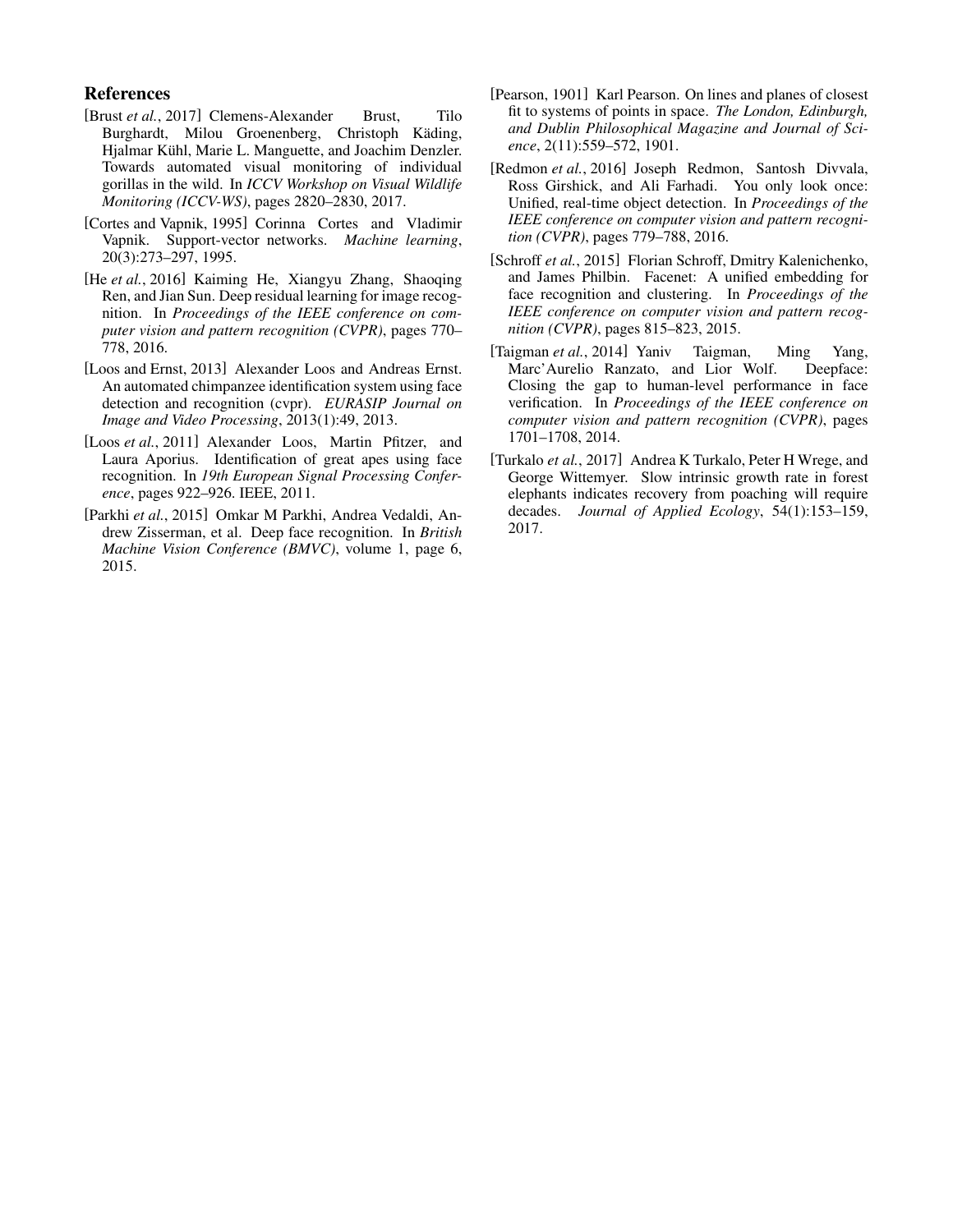## References

[Brust *et al.*, 2017] Clemens-Alexander Brust, Tilo Burghardt, Milou Groenenberg, Christoph Käding, Hjalmar Kühl, Marie L. Manguette, and Joachim Denzler. Towards automated visual monitoring of individual gorillas in the wild. In *ICCV Workshop on Visual Wildlife Monitoring (ICCV-WS)*, pages 2820–2830, 2017.

[Cortes and Vapnik, 1995] Corinna Cortes and Vladimir Vapnik. Support-vector networks. *Machine learning*, 20(3):273–297, 1995.

[He *et al.*, 2016] Kaiming He, Xiangyu Zhang, Shaoqing Ren, and Jian Sun. Deep residual learning for image recognition. In *Proceedings of the IEEE conference on computer vision and pattern recognition (CVPR)*, pages 770–778, 2016.

[Loos and Ernst, 2013] Alexander Loos and Andreas Ernst. An automated chimpanzee identification system using face detection and recognition (cvpr). *EURASIP Journal on Image and Video Processing*, 2013(1):49, 2013.

[Loos *et al.*, 2011] Alexander Loos, Martin Pfitzer, and Laura Aporius. Identification of great apes using face recognition. In *19th European Signal Processing Conference*, pages 922–926. IEEE, 2011.

[Parkhi *et al.*, 2015] Omkar M Parkhi, Andrea Vedaldi, Andrew Zisserman, et al. Deep face recognition. In *British Machine Vision Conference (BMVC)*, volume 1, page 6, 2015.

[Pearson, 1901] Karl Pearson. On lines and planes of closest fit to systems of points in space. *The London, Edinburgh, and Dublin Philosophical Magazine and Journal of Science*, 2(11):559–572, 1901.

[Redmon *et al.*, 2016] Joseph Redmon, Santosh Divvala, Ross Girshick, and Ali Farhadi. You only look once: Unified, real-time object detection. In *Proceedings of the IEEE conference on computer vision and pattern recognition (CVPR)*, pages 779–788, 2016.

[Schroff *et al.*, 2015] Florian Schroff, Dmitry Kalenichenko, and James Philbin. Facenet: A unified embedding for face recognition and clustering. In *Proceedings of the IEEE conference on computer vision and pattern recognition (CVPR)*, pages 815–823, 2015.

[Taigman *et al.*, 2014] Yaniv Taigman, Ming Yang, Marc'Aurelio Ranzato, and Lior Wolf. Deepface: Closing the gap to human-level performance in face verification. In *Proceedings of the IEEE conference on computer vision and pattern recognition (CVPR)*, pages 1701–1708, 2014.

[Turkalo *et al.*, 2017] Andrea K Turkalo, Peter H Wrege, and George Wittemyer. Slow intrinsic growth rate in forest elephants indicates recovery from poaching will require decades. *Journal of Applied Ecology*, 54(1):153–159, 2017.